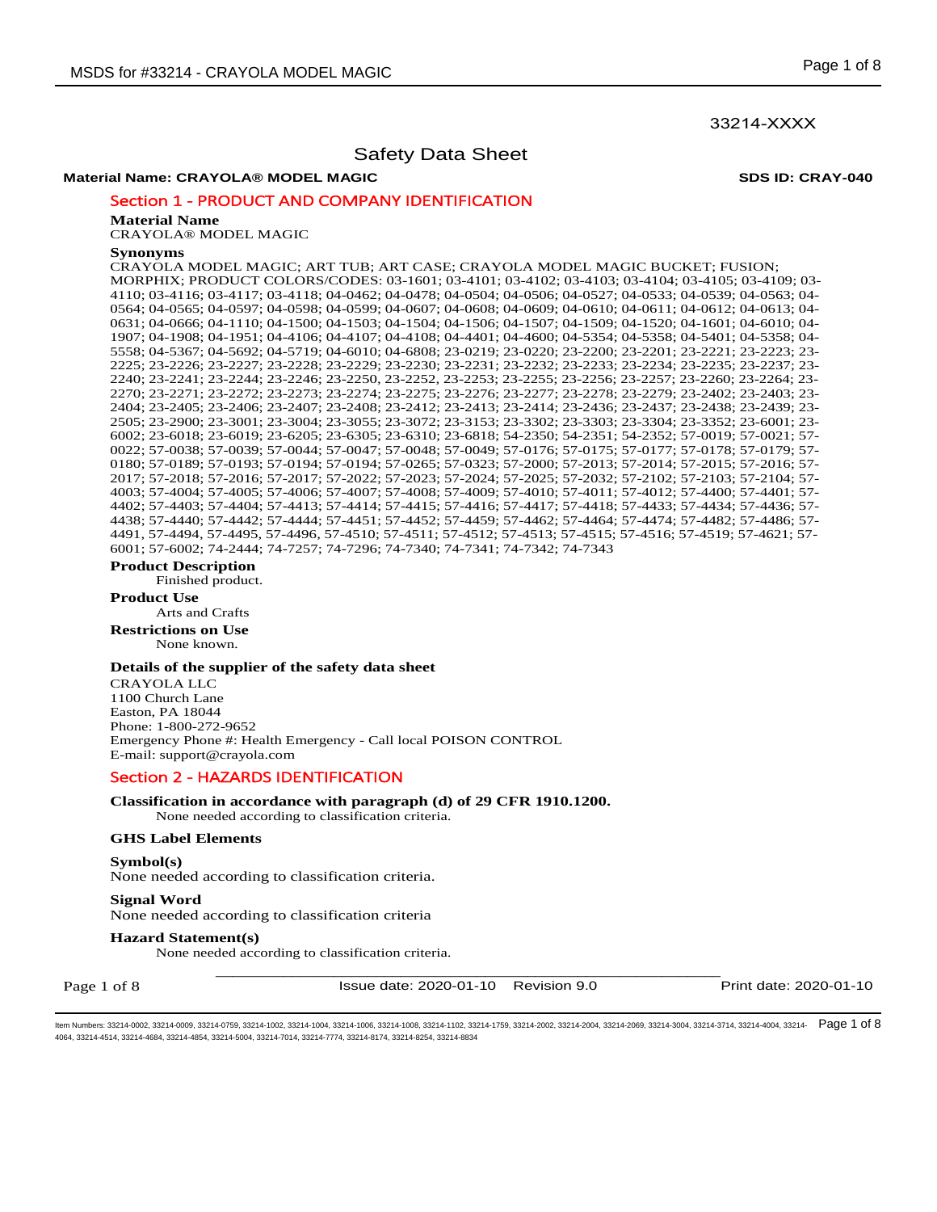33214-XXXX

# Safety Data Sheet

**Material Name: CRAYOLA® MODEL MAGIC** **SDS ID: CRAY-040**

## Section 1 - PRODUCT AND COMPANY IDENTIFICATION

**Material Name**

CRAYOLA® MODEL MAGIC

**Synonyms**

CRAYOLA MODEL MAGIC; ART TUB; ART CASE; CRAYOLA MODEL MAGIC BUCKET; FUSION; MORPHIX; PRODUCT COLORS/CODES: 03-1601; 03-4101; 03-4102; 03-4103; 03-4104; 03-4105; 03-4109; 03-4110; 03-4116; 03-4117; 03-4118; 04-0462; 04-0478; 04-0504; 04-0506; 04-0527; 04-0533; 04-0539; 04-0563; 04-0564; 04-0565; 04-0597; 04-0598; 04-0599; 04-0607; 04-0608; 04-0609; 04-0610; 04-0611; 04-0612; 04-0613; 04-0631; 04-0666; 04-1110; 04-1500; 04-1503; 04-1504; 04-1506; 04-1507; 04-1509; 04-1520; 04-1601; 04-6010; 04-1907; 04-1908; 04-1951; 04-4106; 04-4107; 04-4108; 04-4401; 04-4600; 04-5354; 04-5358; 04-5401; 04-5358; 04-5558; 04-5367; 04-5692; 04-5719; 04-6010; 04-6808; 23-0219; 23-0220; 23-2200; 23-2201; 23-2221; 23-2223; 23-2225; 23-2226; 23-2227; 23-2228; 23-2229; 23-2230; 23-2231; 23-2232; 23-2233; 23-2234; 23-2235; 23-2237; 23-2240; 23-2241; 23-2244; 23-2246; 23-2250, 23-2252, 23-2253; 23-2255; 23-2256; 23-2257; 23-2260; 23-2264; 23-2270; 23-2271; 23-2272; 23-2273; 23-2274; 23-2275; 23-2276; 23-2277; 23-2278; 23-2279; 23-2402; 23-2403; 23-2404; 23-2405; 23-2406; 23-2407; 23-2408; 23-2412; 23-2413; 23-2414; 23-2436; 23-2437; 23-2438; 23-2439; 23-2505; 23-2900; 23-3001; 23-3004; 23-3055; 23-3072; 23-3153; 23-3302; 23-3303; 23-3304; 23-3352; 23-6001; 23-6002; 23-6018; 23-6019; 23-6205; 23-6305; 23-6310; 23-6818; 54-2350; 54-2351; 54-2352; 57-0019; 57-0021; 57-0022; 57-0038; 57-0039; 57-0044; 57-0047; 57-0048; 57-0049; 57-0176; 57-0175; 57-0177; 57-0178; 57-0179; 57-0180; 57-0189; 57-0193; 57-0194; 57-0194; 57-0265; 57-0323; 57-2000; 57-2013; 57-2014; 57-2015; 57-2016; 57-2017; 57-2018; 57-2016; 57-2017; 57-2022; 57-2023; 57-2024; 57-2025; 57-2032; 57-2102; 57-2103; 57-2104; 57-4003; 57-4004; 57-4005; 57-4006; 57-4007; 57-4008; 57-4009; 57-4010; 57-4011; 57-4012; 57-4400; 57-4401; 57-4402; 57-4403; 57-4404; 57-4413; 57-4414; 57-4415; 57-4416; 57-4417; 57-4418; 57-4433; 57-4434; 57-4436; 57-4438; 57-4440; 57-4442; 57-4444; 57-4451; 57-4452; 57-4459; 57-4462; 57-4464; 57-4474; 57-4482; 57-4486; 57-4491, 57-4494, 57-4495, 57-4496, 57-4510; 57-4511; 57-4512; 57-4513; 57-4515; 57-4516; 57-4519; 57-4621; 57-6001; 57-6002; 74-2444; 74-7257; 74-7296; 74-7340; 74-7341; 74-7342; 74-7343

**Product Description**

Finished product.

**Product Use**

Arts and Crafts

**Restrictions on Use**

None known.

**Details of the supplier of the safety data sheet**

CRAYOLA LLC
1100 Church Lane
Easton, PA 18044
Phone: 1-800-272-9652
Emergency Phone #: Health Emergency - Call local POISON CONTROL
E-mail: support@crayola.com

## Section 2 - HAZARDS IDENTIFICATION

**Classification in accordance with paragraph (d) of 29 CFR 1910.1200.**

None needed according to classification criteria.

**GHS Label Elements**

**Symbol(s)**

None needed according to classification criteria.

**Signal Word**

None needed according to classification criteria

**Hazard Statement(s)**

None needed according to classification criteria.

Issue date: 2020-01-10 Revision 9.0 Print date: 2020-01-10

Item Numbers: 33214-0002, 33214-0009, 33214-0759, 33214-1002, 33214-1004, 33214-1006, 33214-1008, 33214-1102, 33214-1759, 33214-2002, 33214-2004, 33214-2069, 33214-3004, 33214-3714, 33214-4004, 33214-4064, 33214-4514, 33214-4684, 33214-4854, 33214-5004, 33214-7014, 33214-7774, 33214-8174, 33214-8254, 33214-8834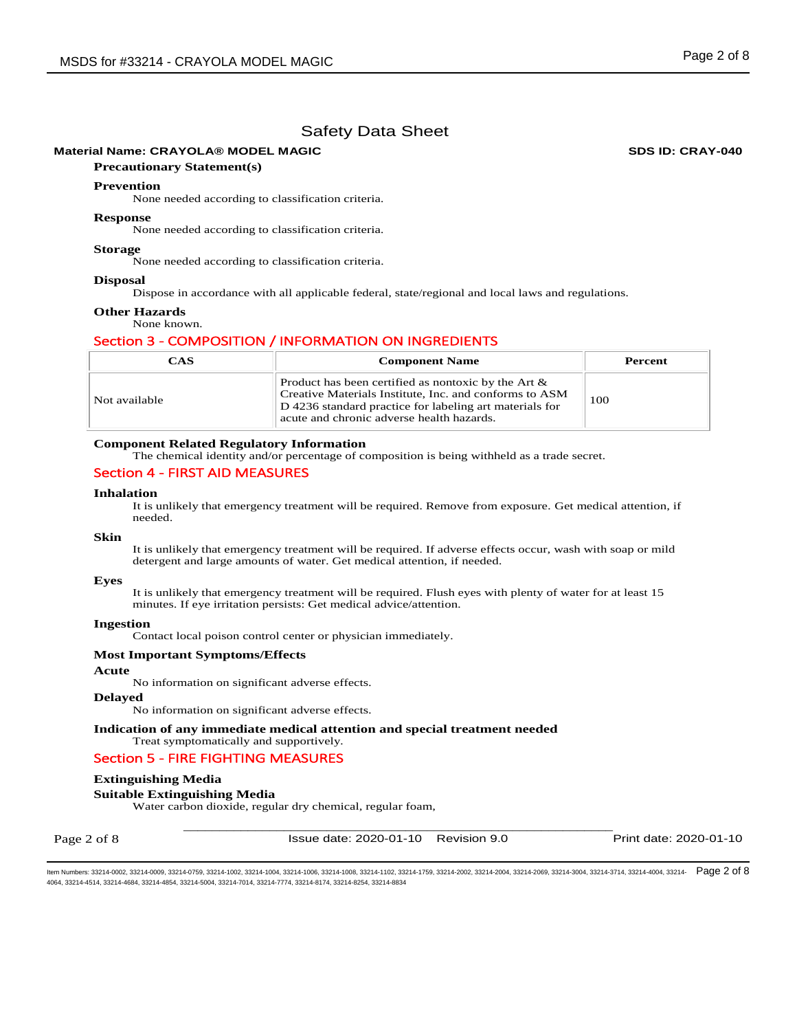**Material Name: CRAYOLA® MODEL MAGIC** **SDS ID: CRAY-040**

**Precautionary Statement(s)**

**Prevention**

None needed according to classification criteria.

**Response**

None needed according to classification criteria.

**Storage**

None needed according to classification criteria.

**Disposal**

Dispose in accordance with all applicable federal, state/regional and local laws and regulations.

**Other Hazards**

None known.

## Section 3 - COMPOSITION / INFORMATION ON INGREDIENTS

| CAS | Component Name | Percent |
|---|---|---|
| Not available | Product has been certified as nontoxic by the Art & Creative Materials Institute, Inc. and conforms to ASM D 4236 standard practice for labeling art materials for acute and chronic adverse health hazards. | 100 |

**Component Related Regulatory Information**

The chemical identity and/or percentage of composition is being withheld as a trade secret.

## Section 4 - FIRST AID MEASURES

**Inhalation**

It is unlikely that emergency treatment will be required. Remove from exposure. Get medical attention, if needed.

**Skin**

It is unlikely that emergency treatment will be required. If adverse effects occur, wash with soap or mild detergent and large amounts of water. Get medical attention, if needed.

**Eyes**

It is unlikely that emergency treatment will be required. Flush eyes with plenty of water for at least 15 minutes. If eye irritation persists: Get medical advice/attention.

**Ingestion**

Contact local poison control center or physician immediately.

**Most Important Symptoms/Effects**

**Acute**

No information on significant adverse effects.

**Delayed**

No information on significant adverse effects.

**Indication of any immediate medical attention and special treatment needed**

Treat symptomatically and supportively.

## Section 5 - FIRE FIGHTING MEASURES

**Extinguishing Media**

**Suitable Extinguishing Media**

Water carbon dioxide, regular dry chemical, regular foam,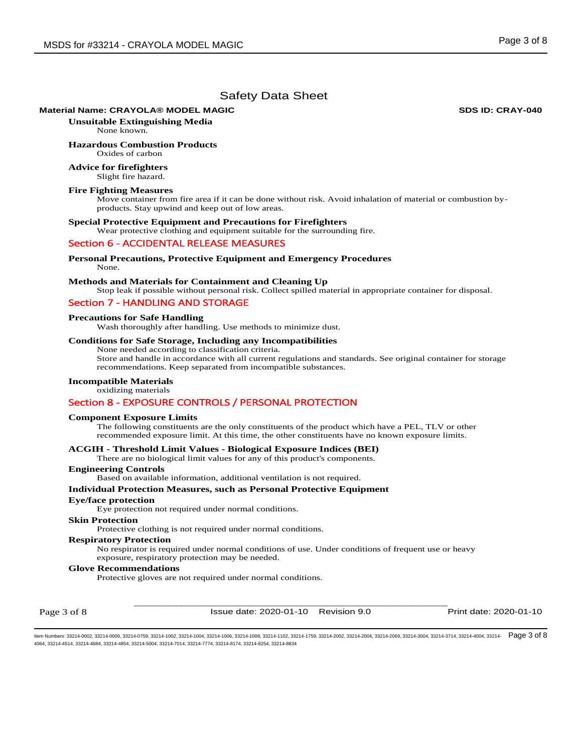# Safety Data Sheet

**Material Name: CRAYOLA® MODEL MAGIC** **SDS ID: CRAY-040**

**Unsuitable Extinguishing Media**
None known.

**Hazardous Combustion Products**
Oxides of carbon

**Advice for firefighters**
Slight fire hazard.

**Fire Fighting Measures**
Move container from fire area if it can be done without risk. Avoid inhalation of material or combustion by-products. Stay upwind and keep out of low areas.

**Special Protective Equipment and Precautions for Firefighters**
Wear protective clothing and equipment suitable for the surrounding fire.

## Section 6 - ACCIDENTAL RELEASE MEASURES

**Personal Precautions, Protective Equipment and Emergency Procedures**
None.

**Methods and Materials for Containment and Cleaning Up**
Stop leak if possible without personal risk. Collect spilled material in appropriate container for disposal.

## Section 7 - HANDLING AND STORAGE

**Precautions for Safe Handling**
Wash thoroughly after handling. Use methods to minimize dust.

**Conditions for Safe Storage, Including any Incompatibilities**
None needed according to classification criteria.
Store and handle in accordance with all current regulations and standards. See original container for storage recommendations. Keep separated from incompatible substances.

**Incompatible Materials**
oxidizing materials

## Section 8 - EXPOSURE CONTROLS / PERSONAL PROTECTION

**Component Exposure Limits**
The following constituents are the only constituents of the product which have a PEL, TLV or other recommended exposure limit. At this time, the other constituents have no known exposure limits.

**ACGIH - Threshold Limit Values - Biological Exposure Indices (BEI)**
There are no biological limit values for any of this product's components.

**Engineering Controls**
Based on available information, additional ventilation is not required.

**Individual Protection Measures, such as Personal Protective Equipment**

**Eye/face protection**
Eye protection not required under normal conditions.

**Skin Protection**
Protective clothing is not required under normal conditions.

**Respiratory Protection**
No respirator is required under normal conditions of use. Under conditions of frequent use or heavy exposure, respiratory protection may be needed.

**Glove Recommendations**
Protective gloves are not required under normal conditions.

Issue date: 2020-01-10 Revision 9.0 Print date: 2020-01-10

Item Numbers: 33214-0002, 33214-0009, 33214-0759, 33214-1002, 33214-1004, 33214-1006, 33214-1008, 33214-1102, 33214-1759, 33214-2002, 33214-2004, 33214-2069, 33214-3004, 33214-3714, 33214-4004, 33214-4064, 33214-4514, 33214-4684, 33214-4854, 33214-5004, 33214-7014, 33214-7774, 33214-8174, 33214-8254, 33214-8834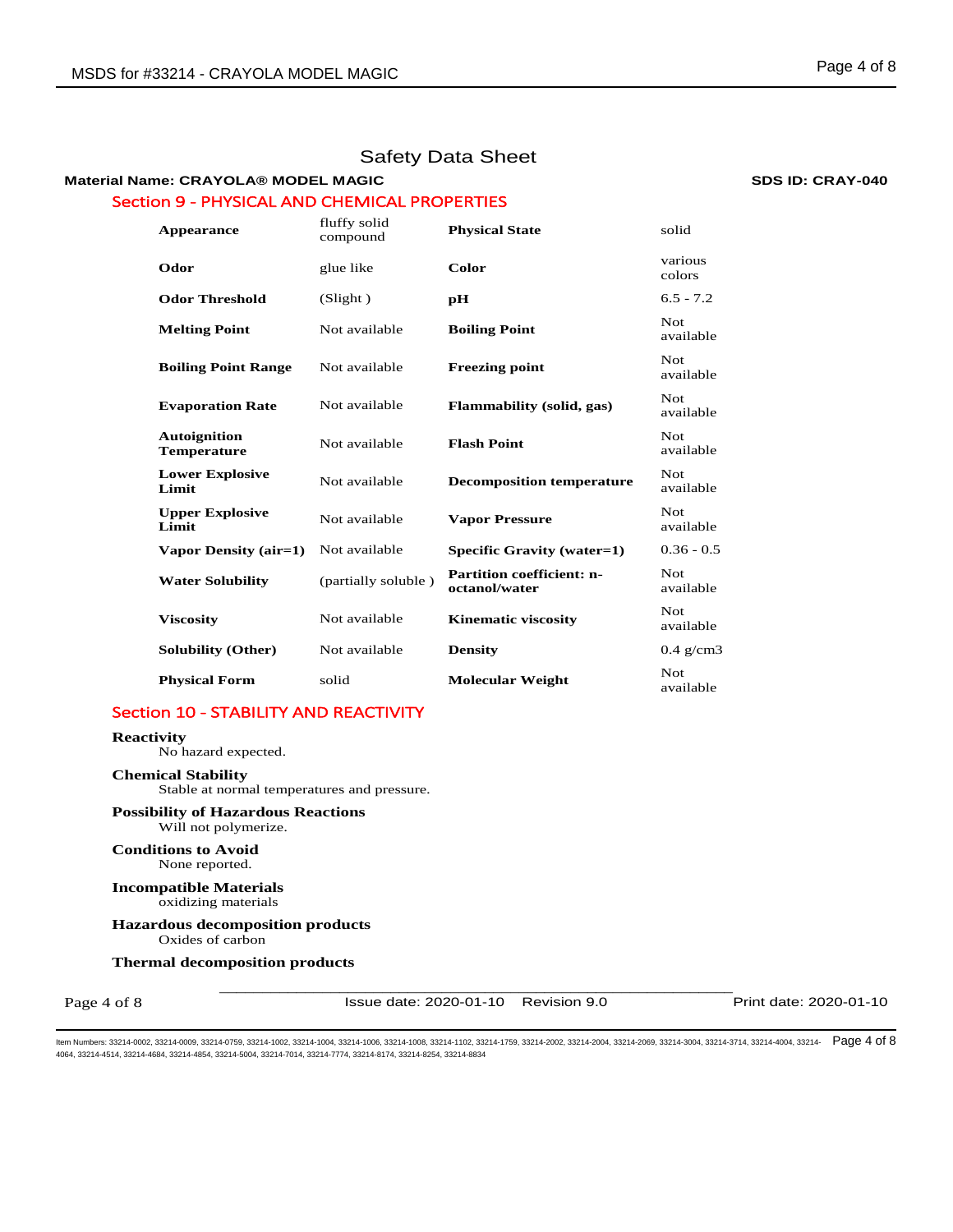# Safety Data Sheet

**Material Name: CRAYOLA® MODEL MAGIC** **SDS ID: CRAY-040**

## Section 9 - PHYSICAL AND CHEMICAL PROPERTIES

| | | | |
|---|---|---|---|
| **Appearance** | fluffy solid compound | **Physical State** | solid |
| **Odor** | glue like | **Color** | various colors |
| **Odor Threshold** | (Slight ) | **pH** | 6.5 - 7.2 |
| **Melting Point** | Not available | **Boiling Point** | Not available |
| **Boiling Point Range** | Not available | **Freezing point** | Not available |
| **Evaporation Rate** | Not available | **Flammability (solid, gas)** | Not available |
| **Autoignition Temperature** | Not available | **Flash Point** | Not available |
| **Lower Explosive Limit** | Not available | **Decomposition temperature** | Not available |
| **Upper Explosive Limit** | Not available | **Vapor Pressure** | Not available |
| **Vapor Density (air=1)** | Not available | **Specific Gravity (water=1)** | 0.36 - 0.5 |
| **Water Solubility** | (partially soluble ) | **Partition coefficient: n-octanol/water** | Not available |
| **Viscosity** | Not available | **Kinematic viscosity** | Not available |
| **Solubility (Other)** | Not available | **Density** | 0.4 g/cm3 |
| **Physical Form** | solid | **Molecular Weight** | Not available |

## Section 10 - STABILITY AND REACTIVITY

**Reactivity**
No hazard expected.

**Chemical Stability**
Stable at normal temperatures and pressure.

**Possibility of Hazardous Reactions**
Will not polymerize.

**Conditions to Avoid**
None reported.

**Incompatible Materials**
oxidizing materials

**Hazardous decomposition products**
Oxides of carbon

**Thermal decomposition products**

Issue date: 2020-01-10 Revision 9.0 Print date: 2020-01-10

Item Numbers: 33214-0002, 33214-0009, 33214-0759, 33214-1002, 33214-1004, 33214-1006, 33214-1008, 33214-1102, 33214-1759, 33214-2002, 33214-2004, 33214-2069, 33214-3004, 33214-3714, 33214-4004, 33214-4064, 33214-4514, 33214-4684, 33214-4854, 33214-5004, 33214-7014, 33214-7774, 33214-8174, 33214-8254, 33214-8834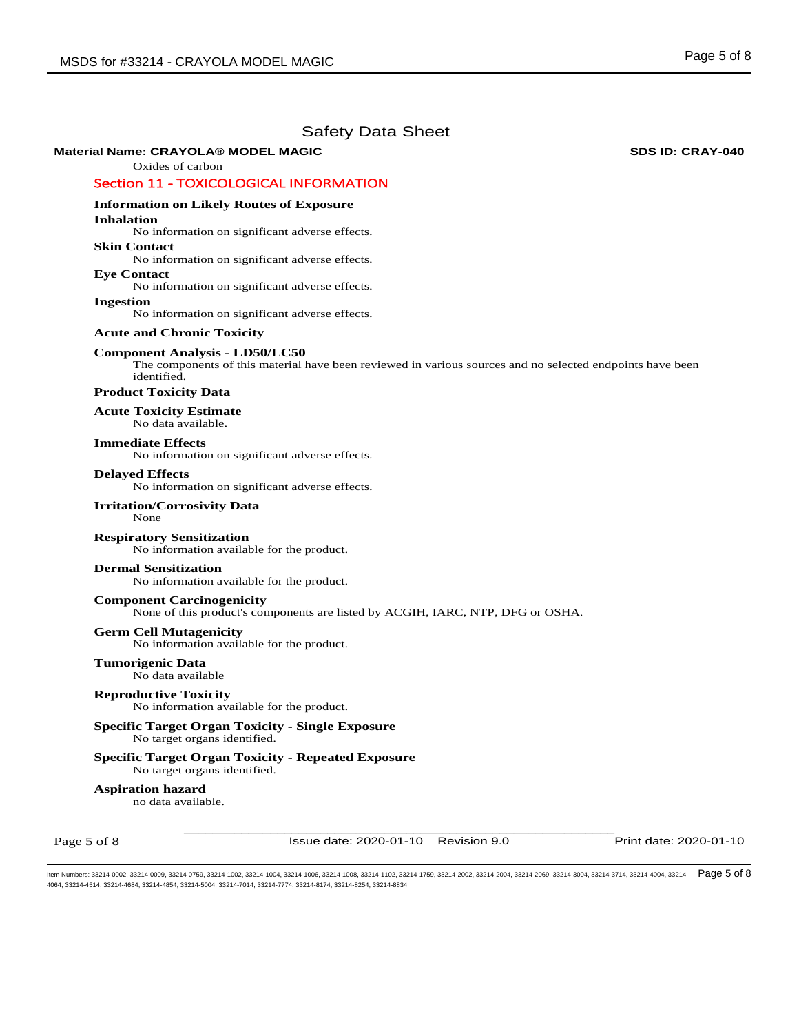# Safety Data Sheet

**Material Name: CRAYOLA® MODEL MAGIC** **SDS ID: CRAY-040**

Oxides of carbon

## Section 11 - TOXICOLOGICAL INFORMATION

### Information on Likely Routes of Exposure

**Inhalation**

No information on significant adverse effects.

**Skin Contact**

No information on significant adverse effects.

**Eye Contact**

No information on significant adverse effects.

**Ingestion**

No information on significant adverse effects.

### Acute and Chronic Toxicity

**Component Analysis - LD50/LC50**

The components of this material have been reviewed in various sources and no selected endpoints have been identified.

**Product Toxicity Data**

**Acute Toxicity Estimate**

No data available.

**Immediate Effects**

No information on significant adverse effects.

**Delayed Effects**

No information on significant adverse effects.

**Irritation/Corrosivity Data**

None

**Respiratory Sensitization**

No information available for the product.

**Dermal Sensitization**

No information available for the product.

**Component Carcinogenicity**

None of this product's components are listed by ACGIH, IARC, NTP, DFG or OSHA.

**Germ Cell Mutagenicity**

No information available for the product.

**Tumorigenic Data**

No data available

**Reproductive Toxicity**

No information available for the product.

**Specific Target Organ Toxicity - Single Exposure**

No target organs identified.

**Specific Target Organ Toxicity - Repeated Exposure**

No target organs identified.

**Aspiration hazard**

no data available.

Issue date: 2020-01-10 Revision 9.0 Print date: 2020-01-10

Item Numbers: 33214-0002, 33214-0009, 33214-0759, 33214-1002, 33214-1004, 33214-1006, 33214-1008, 33214-1102, 33214-1759, 33214-2002, 33214-2004, 33214-2069, 33214-3004, 33214-3714, 33214-4004, 33214-4064, 33214-4514, 33214-4684, 33214-4854, 33214-5004, 33214-7014, 33214-7774, 33214-8174, 33214-8254, 33214-8834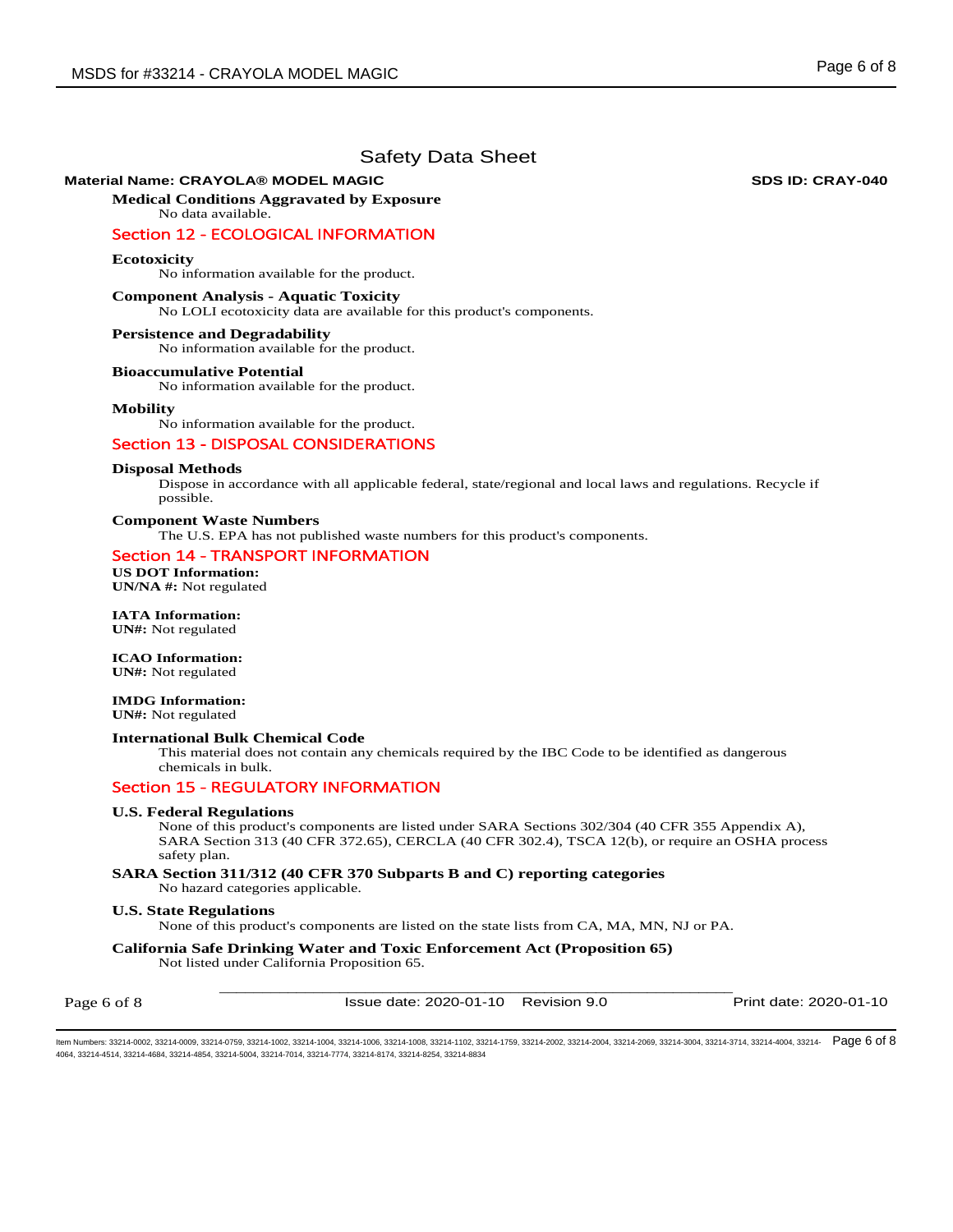# Safety Data Sheet

**Material Name: CRAYOLA® MODEL MAGIC** **SDS ID: CRAY-040**

**Medical Conditions Aggravated by Exposure**

No data available.

## Section 12 - ECOLOGICAL INFORMATION

**Ecotoxicity**

No information available for the product.

**Component Analysis - Aquatic Toxicity**

No LOLI ecotoxicity data are available for this product's components.

**Persistence and Degradability**

No information available for the product.

**Bioaccumulative Potential**

No information available for the product.

**Mobility**

No information available for the product.

## Section 13 - DISPOSAL CONSIDERATIONS

**Disposal Methods**

Dispose in accordance with all applicable federal, state/regional and local laws and regulations. Recycle if possible.

**Component Waste Numbers**

The U.S. EPA has not published waste numbers for this product's components.

## Section 14 - TRANSPORT INFORMATION

**US DOT Information:**
**UN/NA #:** Not regulated

**IATA Information:**
**UN#:** Not regulated

**ICAO Information:**
**UN#:** Not regulated

**IMDG Information:**
**UN#:** Not regulated

**International Bulk Chemical Code**

This material does not contain any chemicals required by the IBC Code to be identified as dangerous chemicals in bulk.

## Section 15 - REGULATORY INFORMATION

**U.S. Federal Regulations**

None of this product's components are listed under SARA Sections 302/304 (40 CFR 355 Appendix A), SARA Section 313 (40 CFR 372.65), CERCLA (40 CFR 302.4), TSCA 12(b), or require an OSHA process safety plan.

**SARA Section 311/312 (40 CFR 370 Subparts B and C) reporting categories**

No hazard categories applicable.

**U.S. State Regulations**

None of this product's components are listed on the state lists from CA, MA, MN, NJ or PA.

**California Safe Drinking Water and Toxic Enforcement Act (Proposition 65)**

Not listed under California Proposition 65.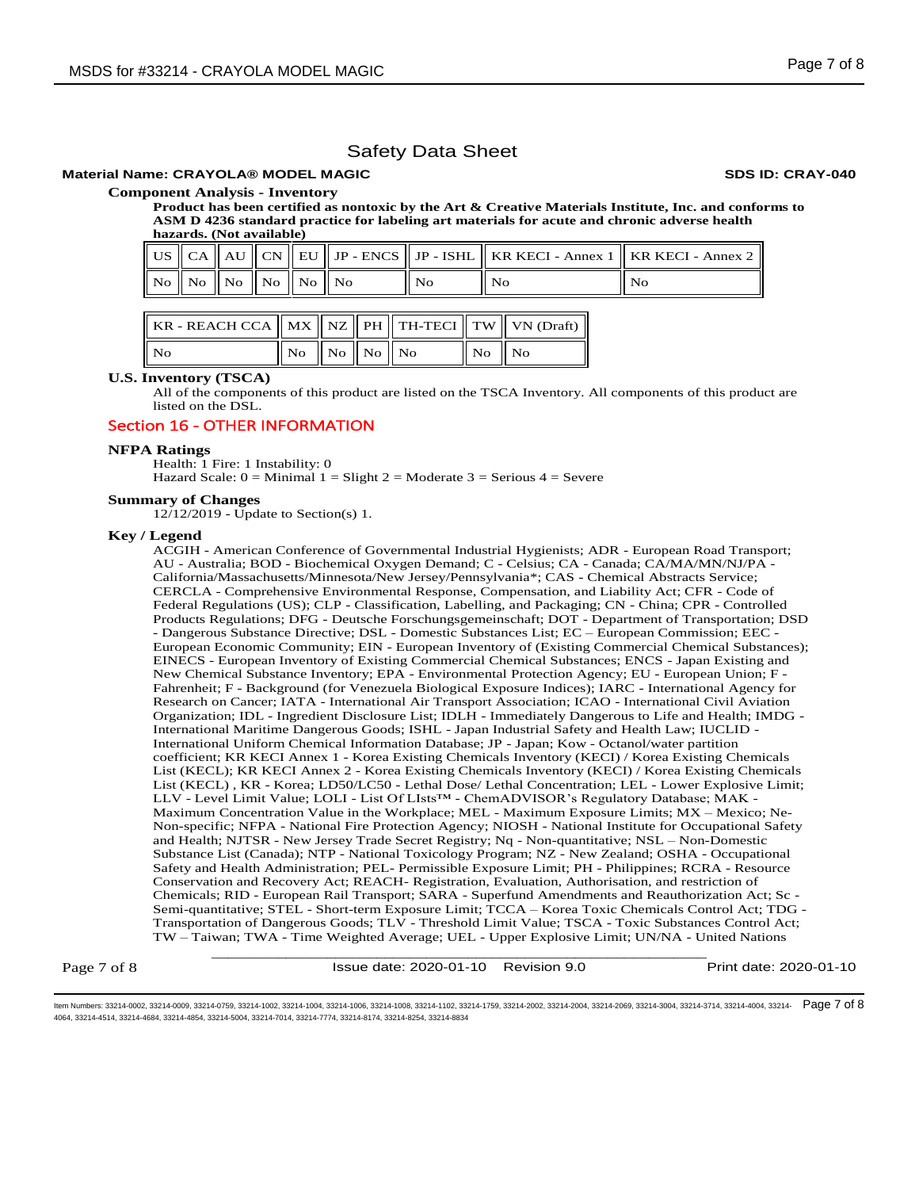## Safety Data Sheet

**Material Name: CRAYOLA® MODEL MAGIC** **SDS ID: CRAY-040**

**Component Analysis - Inventory**

**Product has been certified as nontoxic by the Art & Creative Materials Institute, Inc. and conforms to ASM D 4236 standard practice for labeling art materials for acute and chronic adverse health hazards. (Not available)**

| US | CA | AU | CN | EU | JP - ENCS | JP - ISHL | KR KECI - Annex 1 | KR KECI - Annex 2 |
|---|---|---|---|---|---|---|---|---|
| No | No | No | No | No | No | No | No | No |

| KR - REACH CCA | MX | NZ | PH | TH-TECI | TW | VN (Draft) |
|---|---|---|---|---|---|---|
| No | No | No | No | No | No | No |

**U.S. Inventory (TSCA)**

All of the components of this product are listed on the TSCA Inventory. All components of this product are listed on the DSL.

## Section 16 - OTHER INFORMATION

**NFPA Ratings**

Health: 1 Fire: 1 Instability: 0
Hazard Scale: 0 = Minimal 1 = Slight 2 = Moderate 3 = Serious 4 = Severe

**Summary of Changes**

12/12/2019 - Update to Section(s) 1.

**Key / Legend**

ACGIH - American Conference of Governmental Industrial Hygienists; ADR - European Road Transport; AU - Australia; BOD - Biochemical Oxygen Demand; C - Celsius; CA - Canada; CA/MA/MN/NJ/PA - California/Massachusetts/Minnesota/New Jersey/Pennsylvania*; CAS - Chemical Abstracts Service; CERCLA - Comprehensive Environmental Response, Compensation, and Liability Act; CFR - Code of Federal Regulations (US); CLP - Classification, Labelling, and Packaging; CN - China; CPR - Controlled Products Regulations; DFG - Deutsche Forschungsgemeinschaft; DOT - Department of Transportation; DSD - Dangerous Substance Directive; DSL - Domestic Substances List; EC – European Commission; EEC - European Economic Community; EIN - European Inventory of (Existing Commercial Chemical Substances); EINECS - European Inventory of Existing Commercial Chemical Substances; ENCS - Japan Existing and New Chemical Substance Inventory; EPA - Environmental Protection Agency; EU - European Union; F - Fahrenheit; F - Background (for Venezuela Biological Exposure Indices); IARC - International Agency for Research on Cancer; IATA - International Air Transport Association; ICAO - International Civil Aviation Organization; IDL - Ingredient Disclosure List; IDLH - Immediately Dangerous to Life and Health; IMDG - International Maritime Dangerous Goods; ISHL - Japan Industrial Safety and Health Law; IUCLID - International Uniform Chemical Information Database; JP - Japan; Kow - Octanol/water partition coefficient; KR KECI Annex 1 - Korea Existing Chemicals Inventory (KECI) / Korea Existing Chemicals List (KECL); KR KECI Annex 2 - Korea Existing Chemicals Inventory (KECI) / Korea Existing Chemicals List (KECL) , KR - Korea; LD50/LC50 - Lethal Dose/ Lethal Concentration; LEL - Lower Explosive Limit; LLV - Level Limit Value; LOLI - List Of LIsts™ - ChemADVISOR's Regulatory Database; MAK - Maximum Concentration Value in the Workplace; MEL - Maximum Exposure Limits; MX – Mexico; Ne- Non-specific; NFPA - National Fire Protection Agency; NIOSH - National Institute for Occupational Safety and Health; NJTSR - New Jersey Trade Secret Registry; Nq - Non-quantitative; NSL – Non-Domestic Substance List (Canada); NTP - National Toxicology Program; NZ - New Zealand; OSHA - Occupational Safety and Health Administration; PEL- Permissible Exposure Limit; PH - Philippines; RCRA - Resource Conservation and Recovery Act; REACH- Registration, Evaluation, Authorisation, and restriction of Chemicals; RID - European Rail Transport; SARA - Superfund Amendments and Reauthorization Act; Sc - Semi-quantitative; STEL - Short-term Exposure Limit; TCCA – Korea Toxic Chemicals Control Act; TDG - Transportation of Dangerous Goods; TLV - Threshold Limit Value; TSCA - Toxic Substances Control Act; TW – Taiwan; TWA - Time Weighted Average; UEL - Upper Explosive Limit; UN/NA - United Nations

Issue date: 2020-01-10 Revision 9.0 Print date: 2020-01-10

Item Numbers: 33214-0002, 33214-0009, 33214-0759, 33214-1002, 33214-1004, 33214-1006, 33214-1008, 33214-1102, 33214-1759, 33214-2002, 33214-2004, 33214-2069, 33214-3004, 33214-3714, 33214-4004, 33214-4064, 33214-4514, 33214-4684, 33214-4854, 33214-5004, 33214-7014, 33214-7774, 33214-8174, 33214-8254, 33214-8834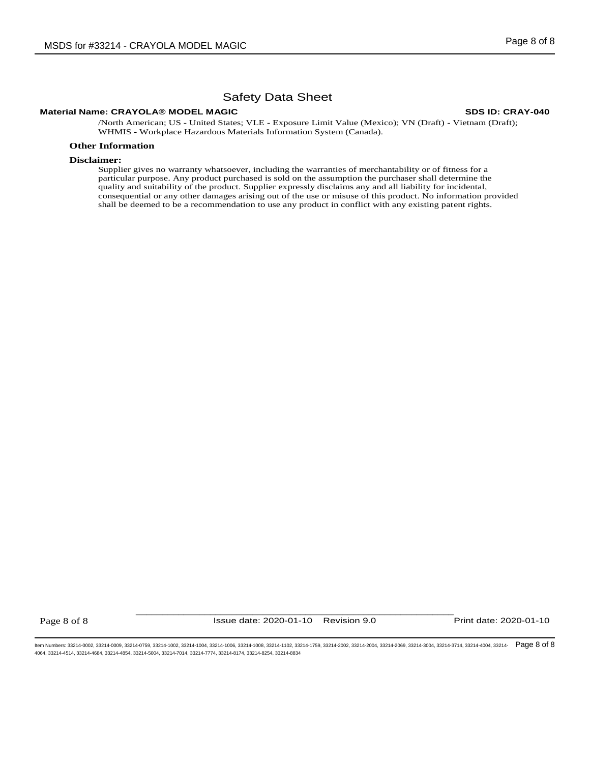# Safety Data Sheet

**Material Name: CRAYOLA® MODEL MAGIC** **SDS ID: CRAY-040**

/North American; US - United States; VLE - Exposure Limit Value (Mexico); VN (Draft) - Vietnam (Draft); WHMIS - Workplace Hazardous Materials Information System (Canada).

### Other Information

**Disclaimer:**

Supplier gives no warranty whatsoever, including the warranties of merchantability or of fitness for a particular purpose. Any product purchased is sold on the assumption the purchaser shall determine the quality and suitability of the product. Supplier expressly disclaims any and all liability for incidental, consequential or any other damages arising out of the use or misuse of this product. No information provided shall be deemed to be a recommendation to use any product in conflict with any existing patent rights.

Issue date: 2020-01-10 Revision 9.0 Print date: 2020-01-10

Item Numbers: 33214-0002, 33214-0009, 33214-0759, 33214-1002, 33214-1004, 33214-1006, 33214-1008, 33214-1102, 33214-1759, 33214-2002, 33214-2004, 33214-2069, 33214-3004, 33214-3714, 33214-4004, 33214-4064, 33214-4514, 33214-4684, 33214-4854, 33214-5004, 33214-7014, 33214-7774, 33214-8174, 33214-8254, 33214-8834